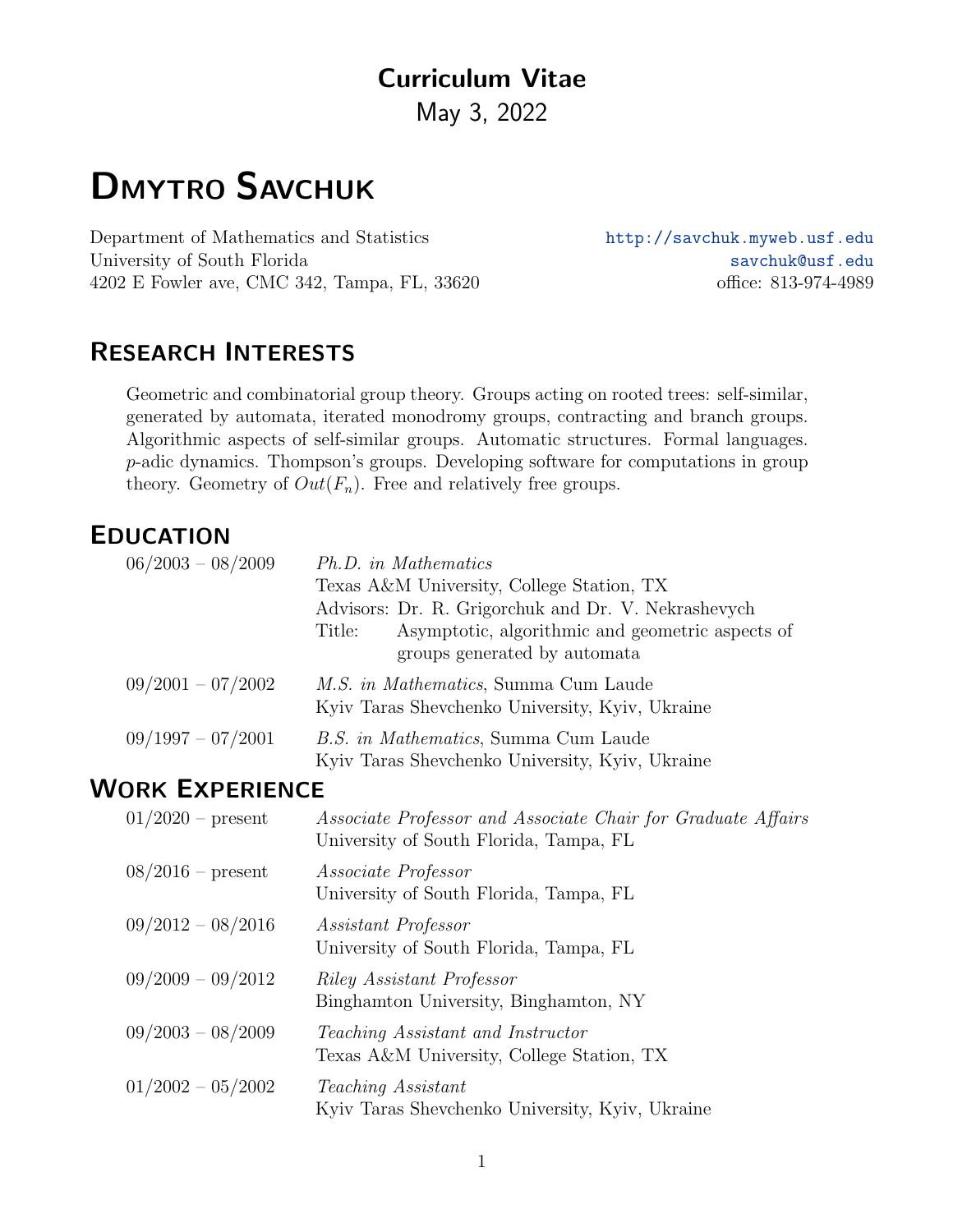# Curriculum Vitae

May 3, 2022

# Dmytro Savchuk

Department of Mathematics and Statistics
University of South Florida
4202 E Fowler ave, CMC 342, Tampa, FL, 33620

http://savchuk.myweb.usf.edu
savchuk@usf.edu
office: 813-974-4989

## Research Interests

Geometric and combinatorial group theory. Groups acting on rooted trees: self-similar, generated by automata, iterated monodromy groups, contracting and branch groups. Algorithmic aspects of self-similar groups. Automatic structures. Formal languages. $p$-adic dynamics. Thompson's groups. Developing software for computations in group theory. Geometry of $Out(F_n)$. Free and relatively free groups.

## Education

06/2003 – 08/2009 — *Ph.D. in Mathematics*
Texas A&M University, College Station, TX
Advisors: Dr. R. Grigorchuk and Dr. V. Nekrashevych
Title: Asymptotic, algorithmic and geometric aspects of groups generated by automata

09/2001 – 07/2002 — *M.S. in Mathematics*, Summa Cum Laude
Kyiv Taras Shevchenko University, Kyiv, Ukraine

09/1997 – 07/2001 — *B.S. in Mathematics*, Summa Cum Laude
Kyiv Taras Shevchenko University, Kyiv, Ukraine

## Work Experience

01/2020 – present — *Associate Professor and Associate Chair for Graduate Affairs*
University of South Florida, Tampa, FL

08/2016 – present — *Associate Professor*
University of South Florida, Tampa, FL

09/2012 – 08/2016 — *Assistant Professor*
University of South Florida, Tampa, FL

09/2009 – 09/2012 — *Riley Assistant Professor*
Binghamton University, Binghamton, NY

09/2003 – 08/2009 — *Teaching Assistant and Instructor*
Texas A&M University, College Station, TX

01/2002 – 05/2002 — *Teaching Assistant*
Kyiv Taras Shevchenko University, Kyiv, Ukraine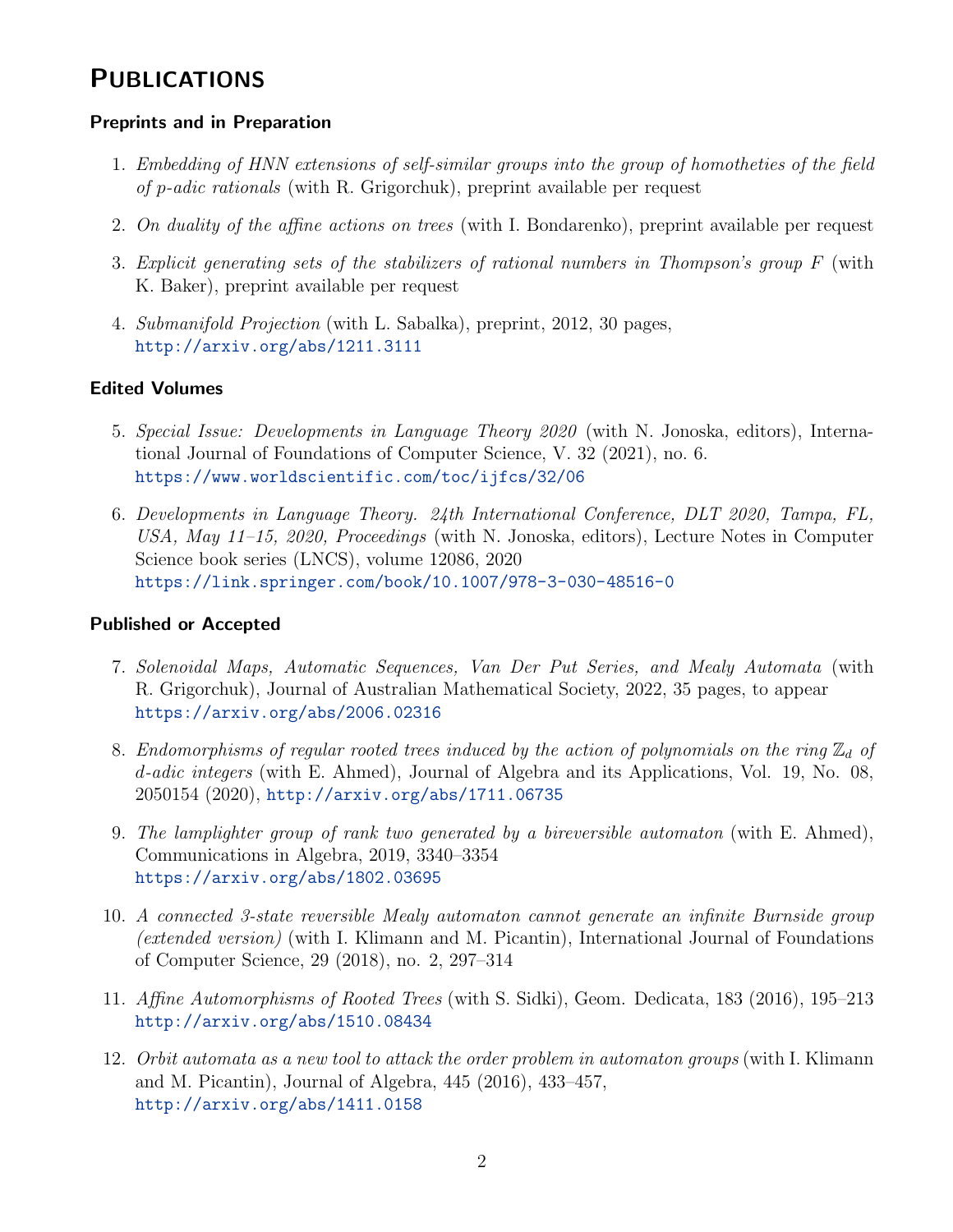# Publications

### Preprints and in Preparation

1. *Embedding of HNN extensions of self-similar groups into the group of homotheties of the field of p-adic rationals* (with R. Grigorchuk), preprint available per request

2. *On duality of the affine actions on trees* (with I. Bondarenko), preprint available per request

3. *Explicit generating sets of the stabilizers of rational numbers in Thompson's group F* (with K. Baker), preprint available per request

4. *Submanifold Projection* (with L. Sabalka), preprint, 2012, 30 pages, http://arxiv.org/abs/1211.3111

### Edited Volumes

5. *Special Issue: Developments in Language Theory 2020* (with N. Jonoska, editors), International Journal of Foundations of Computer Science, V. 32 (2021), no. 6. https://www.worldscientific.com/toc/ijfcs/32/06

6. *Developments in Language Theory. 24th International Conference, DLT 2020, Tampa, FL, USA, May 11–15, 2020, Proceedings* (with N. Jonoska, editors), Lecture Notes in Computer Science book series (LNCS), volume 12086, 2020 https://link.springer.com/book/10.1007/978-3-030-48516-0

### Published or Accepted

7. *Solenoidal Maps, Automatic Sequences, Van Der Put Series, and Mealy Automata* (with R. Grigorchuk), Journal of Australian Mathematical Society, 2022, 35 pages, to appear https://arxiv.org/abs/2006.02316

8. *Endomorphisms of regular rooted trees induced by the action of polynomials on the ring $\mathbb{Z}_d$ of d-adic integers* (with E. Ahmed), Journal of Algebra and its Applications, Vol. 19, No. 08, 2050154 (2020), http://arxiv.org/abs/1711.06735

9. *The lamplighter group of rank two generated by a bireversible automaton* (with E. Ahmed), Communications in Algebra, 2019, 3340–3354 https://arxiv.org/abs/1802.03695

10. *A connected 3-state reversible Mealy automaton cannot generate an infinite Burnside group (extended version)* (with I. Klimann and M. Picantin), International Journal of Foundations of Computer Science, 29 (2018), no. 2, 297–314

11. *Affine Automorphisms of Rooted Trees* (with S. Sidki), Geom. Dedicata, 183 (2016), 195–213 http://arxiv.org/abs/1510.08434

12. *Orbit automata as a new tool to attack the order problem in automaton groups* (with I. Klimann and M. Picantin), Journal of Algebra, 445 (2016), 433–457, http://arxiv.org/abs/1411.0158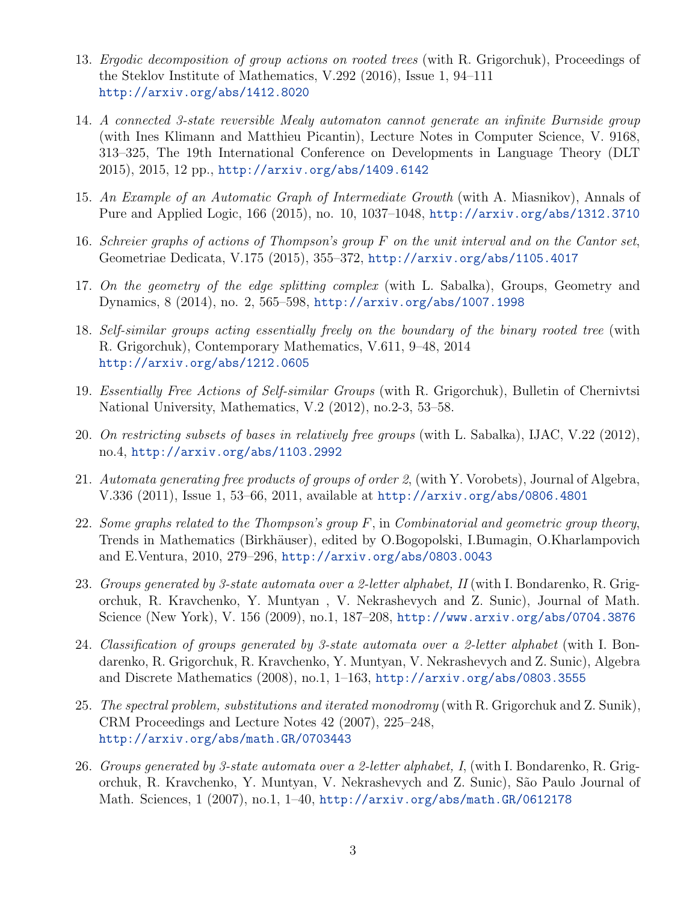13. *Ergodic decomposition of group actions on rooted trees* (with R. Grigorchuk), Proceedings of the Steklov Institute of Mathematics, V.292 (2016), Issue 1, 94–111 http://arxiv.org/abs/1412.8020

14. *A connected 3-state reversible Mealy automaton cannot generate an infinite Burnside group* (with Ines Klimann and Matthieu Picantin), Lecture Notes in Computer Science, V. 9168, 313–325, The 19th International Conference on Developments in Language Theory (DLT 2015), 2015, 12 pp., http://arxiv.org/abs/1409.6142

15. *An Example of an Automatic Graph of Intermediate Growth* (with A. Miasnikov), Annals of Pure and Applied Logic, 166 (2015), no. 10, 1037–1048, http://arxiv.org/abs/1312.3710

16. *Schreier graphs of actions of Thompson's group $F$ on the unit interval and on the Cantor set*, Geometriae Dedicata, V.175 (2015), 355–372, http://arxiv.org/abs/1105.4017

17. *On the geometry of the edge splitting complex* (with L. Sabalka), Groups, Geometry and Dynamics, 8 (2014), no. 2, 565–598, http://arxiv.org/abs/1007.1998

18. *Self-similar groups acting essentially freely on the boundary of the binary rooted tree* (with R. Grigorchuk), Contemporary Mathematics, V.611, 9–48, 2014 http://arxiv.org/abs/1212.0605

19. *Essentially Free Actions of Self-similar Groups* (with R. Grigorchuk), Bulletin of Chernivtsi National University, Mathematics, V.2 (2012), no.2-3, 53–58.

20. *On restricting subsets of bases in relatively free groups* (with L. Sabalka), IJAC, V.22 (2012), no.4, http://arxiv.org/abs/1103.2992

21. *Automata generating free products of groups of order 2*, (with Y. Vorobets), Journal of Algebra, V.336 (2011), Issue 1, 53–66, 2011, available at http://arxiv.org/abs/0806.4801

22. *Some graphs related to the Thompson's group $F$*, in *Combinatorial and geometric group theory*, Trends in Mathematics (Birkhäuser), edited by O.Bogopolski, I.Bumagin, O.Kharlampovich and E.Ventura, 2010, 279–296, http://arxiv.org/abs/0803.0043

23. *Groups generated by 3-state automata over a 2-letter alphabet, II* (with I. Bondarenko, R. Grigorchuk, R. Kravchenko, Y. Muntyan , V. Nekrashevych and Z. Sunic), Journal of Math. Science (New York), V. 156 (2009), no.1, 187–208, http://www.arxiv.org/abs/0704.3876

24. *Classification of groups generated by 3-state automata over a 2-letter alphabet* (with I. Bondarenko, R. Grigorchuk, R. Kravchenko, Y. Muntyan, V. Nekrashevych and Z. Sunic), Algebra and Discrete Mathematics (2008), no.1, 1–163, http://arxiv.org/abs/0803.3555

25. *The spectral problem, substitutions and iterated monodromy* (with R. Grigorchuk and Z. Sunik), CRM Proceedings and Lecture Notes 42 (2007), 225–248, http://arxiv.org/abs/math.GR/0703443

26. *Groups generated by 3-state automata over a 2-letter alphabet, I*, (with I. Bondarenko, R. Grigorchuk, R. Kravchenko, Y. Muntyan, V. Nekrashevych and Z. Sunic), São Paulo Journal of Math. Sciences, 1 (2007), no.1, 1–40, http://arxiv.org/abs/math.GR/0612178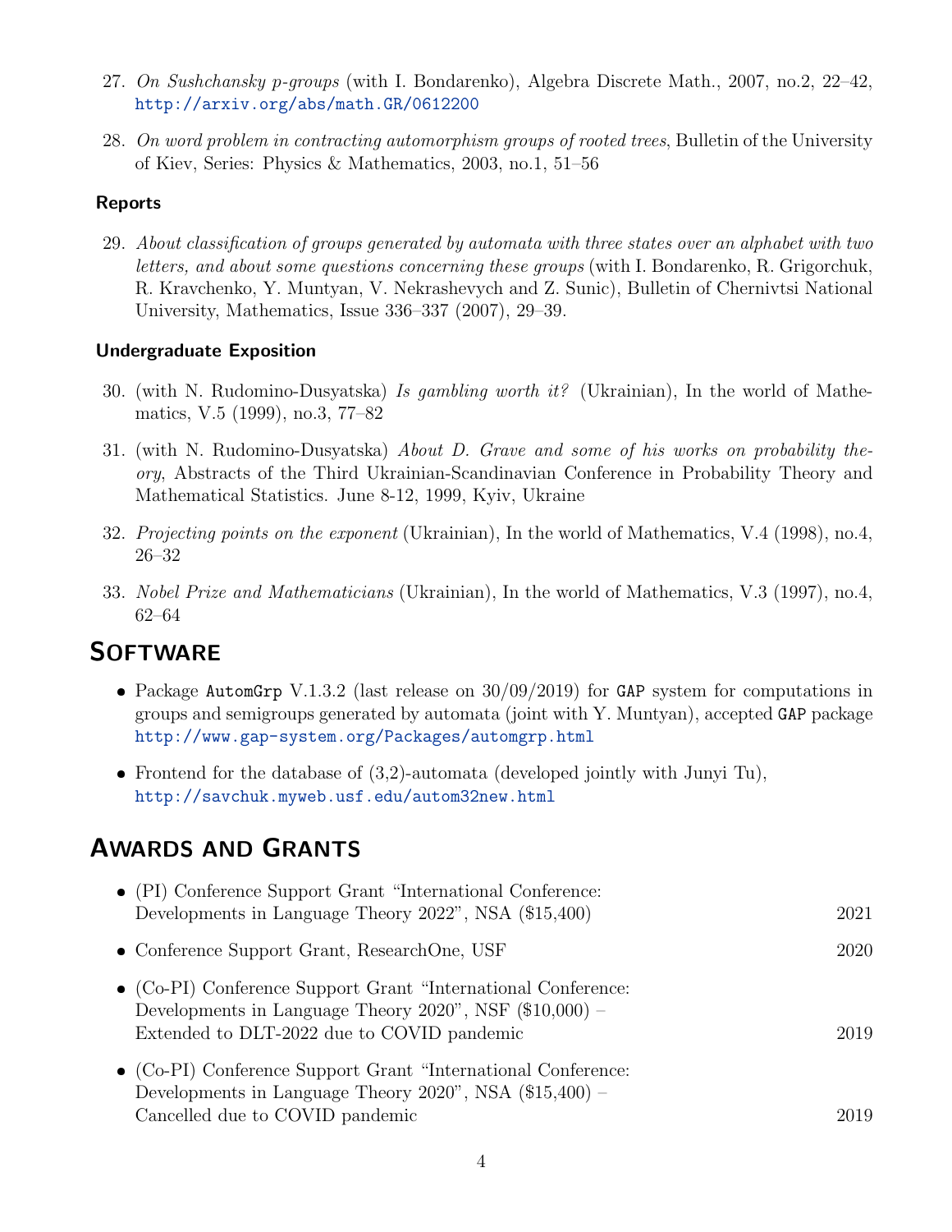27. *On Sushchansky p-groups* (with I. Bondarenko), Algebra Discrete Math., 2007, no.2, 22–42, http://arxiv.org/abs/math.GR/0612200

28. *On word problem in contracting automorphism groups of rooted trees*, Bulletin of the University of Kiev, Series: Physics & Mathematics, 2003, no.1, 51–56

### Reports

29. *About classification of groups generated by automata with three states over an alphabet with two letters, and about some questions concerning these groups* (with I. Bondarenko, R. Grigorchuk, R. Kravchenko, Y. Muntyan, V. Nekrashevych and Z. Sunic), Bulletin of Chernivtsi National University, Mathematics, Issue 336–337 (2007), 29–39.

### Undergraduate Exposition

30. (with N. Rudomino-Dusyatska) *Is gambling worth it?* (Ukrainian), In the world of Mathematics, V.5 (1999), no.3, 77–82

31. (with N. Rudomino-Dusyatska) *About D. Grave and some of his works on probability theory*, Abstracts of the Third Ukrainian-Scandinavian Conference in Probability Theory and Mathematical Statistics. June 8-12, 1999, Kyiv, Ukraine

32. *Projecting points on the exponent* (Ukrainian), In the world of Mathematics, V.4 (1998), no.4, 26–32

33. *Nobel Prize and Mathematicians* (Ukrainian), In the world of Mathematics, V.3 (1997), no.4, 62–64

## Software

- Package `AutomGrp` V.1.3.2 (last release on 30/09/2019) for `GAP` system for computations in groups and semigroups generated by automata (joint with Y. Muntyan), accepted `GAP` package http://www.gap-system.org/Packages/automgrp.html
- Frontend for the database of (3,2)-automata (developed jointly with Junyi Tu), http://savchuk.myweb.usf.edu/autom32new.html

## Awards and Grants

- (PI) Conference Support Grant “International Conference: Developments in Language Theory 2022”, NSA ($15,400) — 2021
- Conference Support Grant, ResearchOne, USF — 2020
- (Co-PI) Conference Support Grant “International Conference: Developments in Language Theory 2020”, NSF ($10,000) – Extended to DLT-2022 due to COVID pandemic — 2019
- (Co-PI) Conference Support Grant “International Conference: Developments in Language Theory 2020”, NSA ($15,400) – Cancelled due to COVID pandemic — 2019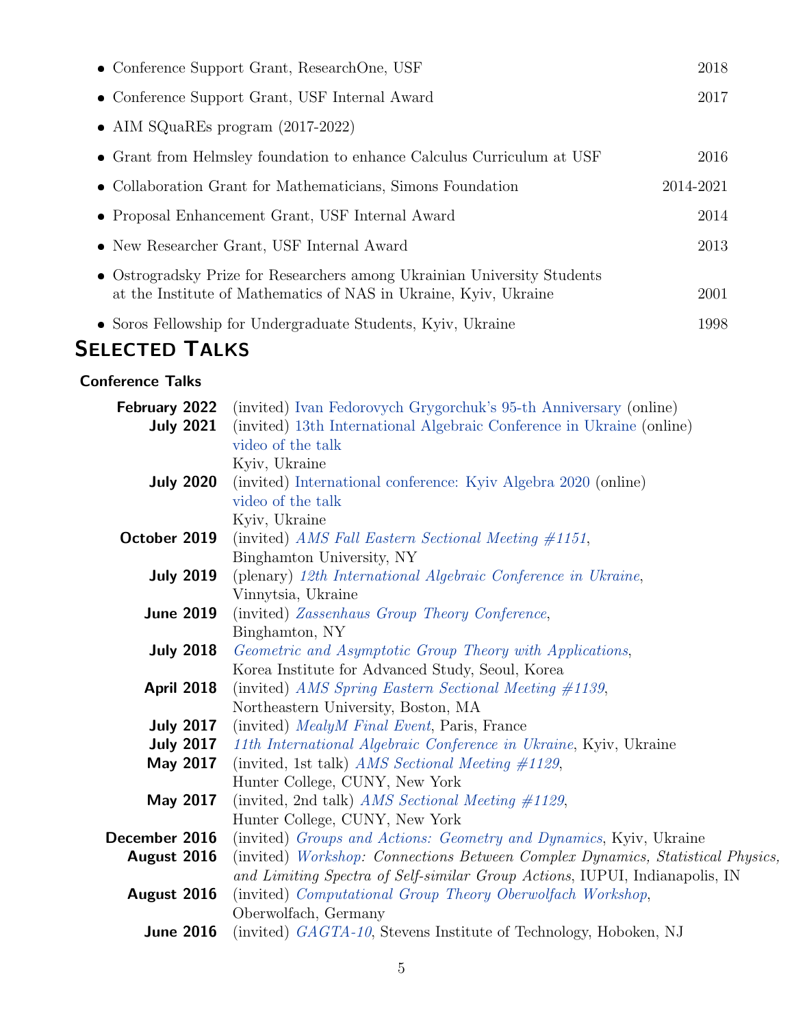- Conference Support Grant, ResearchOne, USF — 2018
- Conference Support Grant, USF Internal Award — 2017
- AIM SQuaREs program (2017-2022)
- Grant from Helmsley foundation to enhance Calculus Curriculum at USF — 2016
- Collaboration Grant for Mathematicians, Simons Foundation — 2014-2021
- Proposal Enhancement Grant, USF Internal Award — 2014
- New Researcher Grant, USF Internal Award — 2013
- Ostrogradsky Prize for Researchers among Ukrainian University Students at the Institute of Mathematics of NAS in Ukraine, Kyiv, Ukraine — 2001
- Soros Fellowship for Undergraduate Students, Kyiv, Ukraine — 1998

# Selected Talks

### Conference Talks

**February 2022** (invited) Ivan Fedorovych Grygorchuk's 95-th Anniversary (online)

**July 2021** (invited) 13th International Algebraic Conference in Ukraine (online)
video of the talk
Kyiv, Ukraine

**July 2020** (invited) International conference: Kyiv Algebra 2020 (online)
video of the talk
Kyiv, Ukraine

**October 2019** (invited) *AMS Fall Eastern Sectional Meeting #1151*,
Binghamton University, NY

**July 2019** (plenary) *12th International Algebraic Conference in Ukraine*,
Vinnytsia, Ukraine

**June 2019** (invited) *Zassenhaus Group Theory Conference*,
Binghamton, NY

**July 2018** *Geometric and Asymptotic Group Theory with Applications*,
Korea Institute for Advanced Study, Seoul, Korea

**April 2018** (invited) *AMS Spring Eastern Sectional Meeting #1139*,
Northeastern University, Boston, MA

**July 2017** (invited) *MealyM Final Event*, Paris, France

**July 2017** *11th International Algebraic Conference in Ukraine*, Kyiv, Ukraine

**May 2017** (invited, 1st talk) *AMS Sectional Meeting #1129*,
Hunter College, CUNY, New York

**May 2017** (invited, 2nd talk) *AMS Sectional Meeting #1129*,
Hunter College, CUNY, New York

**December 2016** (invited) *Groups and Actions: Geometry and Dynamics*, Kyiv, Ukraine

**August 2016** (invited) *Workshop: Connections Between Complex Dynamics, Statistical Physics, and Limiting Spectra of Self-similar Group Actions*, IUPUI, Indianapolis, IN

**August 2016** (invited) *Computational Group Theory Oberwolfach Workshop*,
Oberwolfach, Germany

**June 2016** (invited) *GAGTA-10*, Stevens Institute of Technology, Hoboken, NJ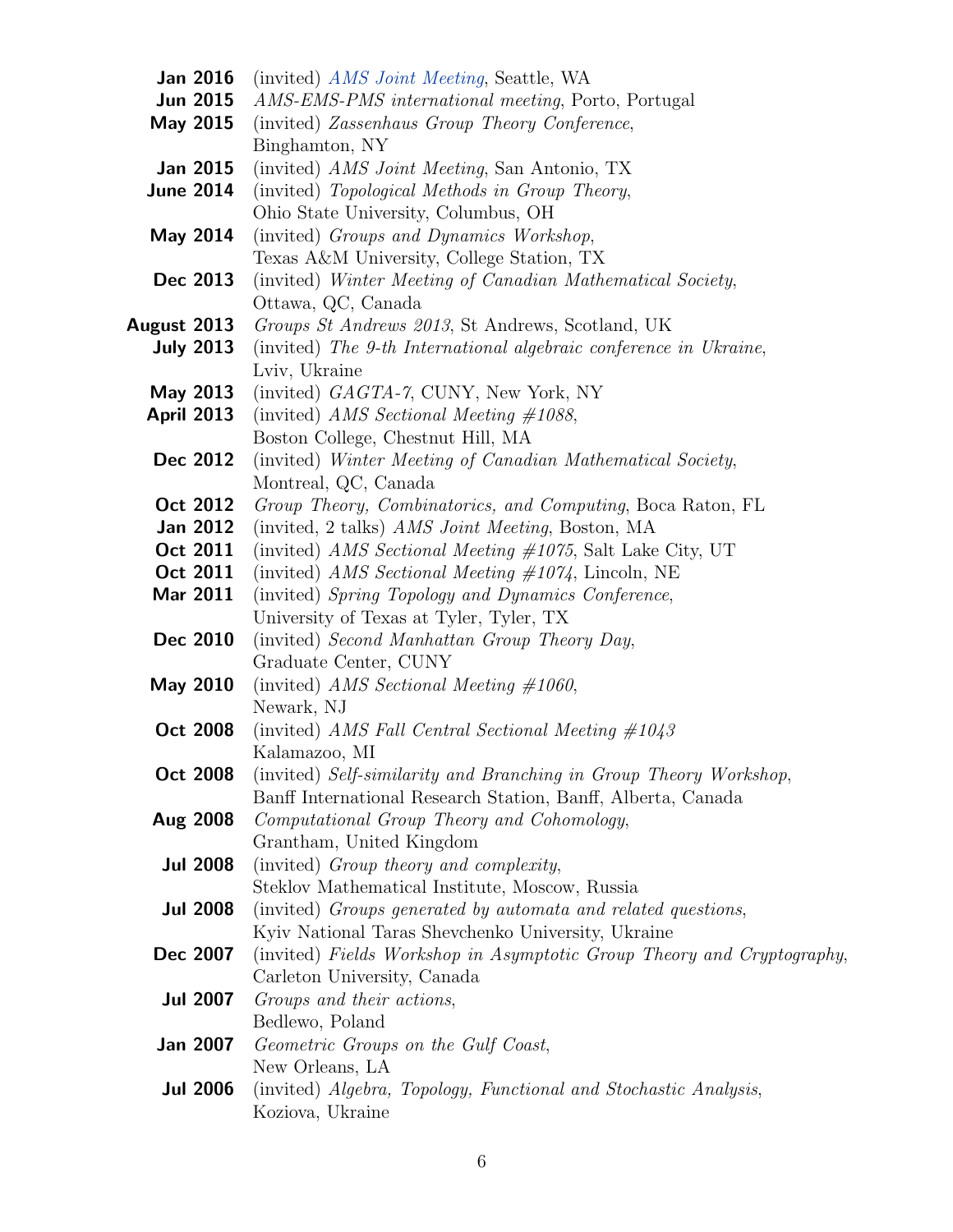**Jan 2016** (invited) *AMS Joint Meeting*, Seattle, WA

**Jun 2015** *AMS-EMS-PMS international meeting*, Porto, Portugal

**May 2015** (invited) *Zassenhaus Group Theory Conference*, Binghamton, NY

**Jan 2015** (invited) *AMS Joint Meeting*, San Antonio, TX

**June 2014** (invited) *Topological Methods in Group Theory*, Ohio State University, Columbus, OH

**May 2014** (invited) *Groups and Dynamics Workshop*, Texas A&M University, College Station, TX

**Dec 2013** (invited) *Winter Meeting of Canadian Mathematical Society*, Ottawa, QC, Canada

**August 2013** *Groups St Andrews 2013*, St Andrews, Scotland, UK

**July 2013** (invited) *The 9-th International algebraic conference in Ukraine*, Lviv, Ukraine

**May 2013** (invited) *GAGTA-7*, CUNY, New York, NY

**April 2013** (invited) *AMS Sectional Meeting #1088*, Boston College, Chestnut Hill, MA

**Dec 2012** (invited) *Winter Meeting of Canadian Mathematical Society*, Montreal, QC, Canada

**Oct 2012** *Group Theory, Combinatorics, and Computing*, Boca Raton, FL

**Jan 2012** (invited, 2 talks) *AMS Joint Meeting*, Boston, MA

**Oct 2011** (invited) *AMS Sectional Meeting #1075*, Salt Lake City, UT

**Oct 2011** (invited) *AMS Sectional Meeting #1074*, Lincoln, NE

**Mar 2011** (invited) *Spring Topology and Dynamics Conference*, University of Texas at Tyler, Tyler, TX

**Dec 2010** (invited) *Second Manhattan Group Theory Day*, Graduate Center, CUNY

**May 2010** (invited) *AMS Sectional Meeting #1060*, Newark, NJ

**Oct 2008** (invited) *AMS Fall Central Sectional Meeting #1043* Kalamazoo, MI

**Oct 2008** (invited) *Self-similarity and Branching in Group Theory Workshop*, Banff International Research Station, Banff, Alberta, Canada

**Aug 2008** *Computational Group Theory and Cohomology*, Grantham, United Kingdom

**Jul 2008** (invited) *Group theory and complexity*, Steklov Mathematical Institute, Moscow, Russia

**Jul 2008** (invited) *Groups generated by automata and related questions*, Kyiv National Taras Shevchenko University, Ukraine

**Dec 2007** (invited) *Fields Workshop in Asymptotic Group Theory and Cryptography*, Carleton University, Canada

**Jul 2007** *Groups and their actions*, Bedlewo, Poland

**Jan 2007** *Geometric Groups on the Gulf Coast*, New Orleans, LA

**Jul 2006** (invited) *Algebra, Topology, Functional and Stochastic Analysis*, Koziova, Ukraine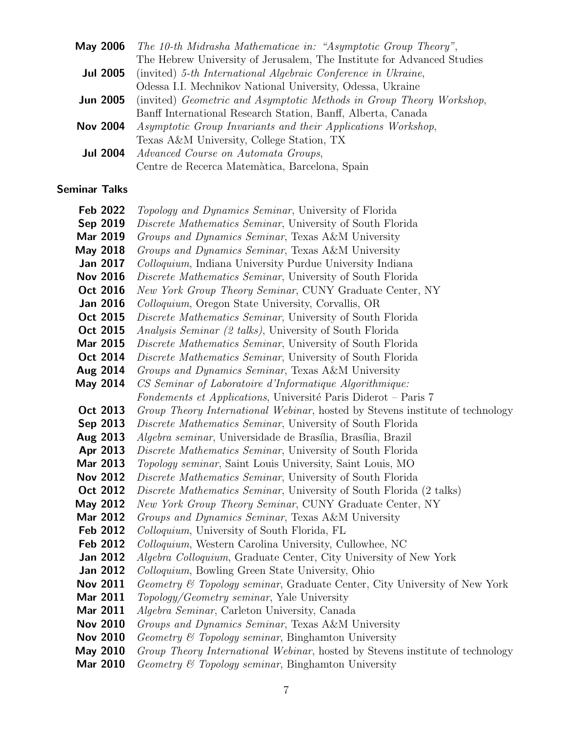**May 2006** *The 10-th Midrasha Mathematicae in: "Asymptotic Group Theory"*, The Hebrew University of Jerusalem, The Institute for Advanced Studies

**Jul 2005** (invited) *5-th International Algebraic Conference in Ukraine*, Odessa I.I. Mechnikov National University, Odessa, Ukraine

**Jun 2005** (invited) *Geometric and Asymptotic Methods in Group Theory Workshop*, Banff International Research Station, Banff, Alberta, Canada

**Nov 2004** *Asymptotic Group Invariants and their Applications Workshop*, Texas A&M University, College Station, TX

**Jul 2004** *Advanced Course on Automata Groups*, Centre de Recerca Matemàtica, Barcelona, Spain

## Seminar Talks

**Feb 2022** *Topology and Dynamics Seminar*, University of Florida

**Sep 2019** *Discrete Mathematics Seminar*, University of South Florida

**Mar 2019** *Groups and Dynamics Seminar*, Texas A&M University

**May 2018** *Groups and Dynamics Seminar*, Texas A&M University

**Jan 2017** *Colloquium*, Indiana University Purdue University Indiana

**Nov 2016** *Discrete Mathematics Seminar*, University of South Florida

**Oct 2016** *New York Group Theory Seminar*, CUNY Graduate Center, NY

**Jan 2016** *Colloquium*, Oregon State University, Corvallis, OR

**Oct 2015** *Discrete Mathematics Seminar*, University of South Florida

**Oct 2015** *Analysis Seminar (2 talks)*, University of South Florida

**Mar 2015** *Discrete Mathematics Seminar*, University of South Florida

**Oct 2014** *Discrete Mathematics Seminar*, University of South Florida

**Aug 2014** *Groups and Dynamics Seminar*, Texas A&M University

**May 2014** *CS Seminar of Laboratoire d'Informatique Algorithmique: Fondements et Applications*, Université Paris Diderot – Paris 7

**Oct 2013** *Group Theory International Webinar*, hosted by Stevens institute of technology

**Sep 2013** *Discrete Mathematics Seminar*, University of South Florida

**Aug 2013** *Algebra seminar*, Universidade de Brasília, Brasília, Brazil

**Apr 2013** *Discrete Mathematics Seminar*, University of South Florida

**Mar 2013** *Topology seminar*, Saint Louis University, Saint Louis, MO

**Nov 2012** *Discrete Mathematics Seminar*, University of South Florida

**Oct 2012** *Discrete Mathematics Seminar*, University of South Florida (2 talks)

**May 2012** *New York Group Theory Seminar*, CUNY Graduate Center, NY

**Mar 2012** *Groups and Dynamics Seminar*, Texas A&M University

**Feb 2012** *Colloquium*, University of South Florida, FL

**Feb 2012** *Colloquium*, Western Carolina University, Cullowhee, NC

**Jan 2012** *Algebra Colloquium*, Graduate Center, City University of New York

**Jan 2012** *Colloquium*, Bowling Green State University, Ohio

**Nov 2011** *Geometry & Topology seminar*, Graduate Center, City University of New York

**Mar 2011** *Topology/Geometry seminar*, Yale University

**Mar 2011** *Algebra Seminar*, Carleton University, Canada

**Nov 2010** *Groups and Dynamics Seminar*, Texas A&M University

**Nov 2010** *Geometry & Topology seminar*, Binghamton University

**May 2010** *Group Theory International Webinar*, hosted by Stevens institute of technology

**Mar 2010** *Geometry & Topology seminar*, Binghamton University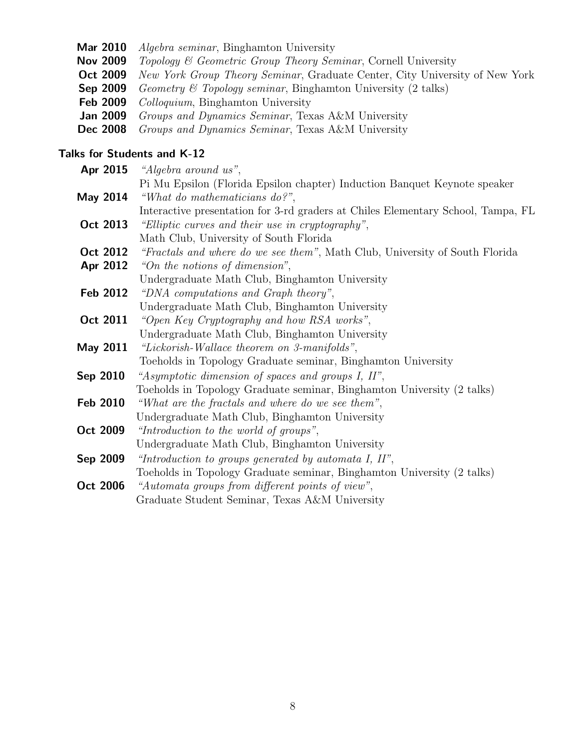**Mar 2010** *Algebra seminar*, Binghamton University
**Nov 2009** *Topology & Geometric Group Theory Seminar*, Cornell University
**Oct 2009** *New York Group Theory Seminar*, Graduate Center, City University of New York
**Sep 2009** *Geometry & Topology seminar*, Binghamton University (2 talks)
**Feb 2009** *Colloquium*, Binghamton University
**Jan 2009** *Groups and Dynamics Seminar*, Texas A&M University
**Dec 2008** *Groups and Dynamics Seminar*, Texas A&M University

## Talks for Students and K-12

**Apr 2015** *"Algebra around us"*,
Pi Mu Epsilon (Florida Epsilon chapter) Induction Banquet Keynote speaker

**May 2014** *"What do mathematicians do?"*,
Interactive presentation for 3-rd graders at Chiles Elementary School, Tampa, FL

**Oct 2013** *"Elliptic curves and their use in cryptography"*,
Math Club, University of South Florida

**Oct 2012** *"Fractals and where do we see them"*, Math Club, University of South Florida

**Apr 2012** *"On the notions of dimension"*,
Undergraduate Math Club, Binghamton University

**Feb 2012** *"DNA computations and Graph theory"*,
Undergraduate Math Club, Binghamton University

**Oct 2011** *"Open Key Cryptography and how RSA works"*,
Undergraduate Math Club, Binghamton University

**May 2011** *"Lickorish-Wallace theorem on 3-manifolds"*,
Toeholds in Topology Graduate seminar, Binghamton University

**Sep 2010** *"Asymptotic dimension of spaces and groups I, II"*,
Toeholds in Topology Graduate seminar, Binghamton University (2 talks)

**Feb 2010** *"What are the fractals and where do we see them"*,
Undergraduate Math Club, Binghamton University

**Oct 2009** *"Introduction to the world of groups"*,
Undergraduate Math Club, Binghamton University

**Sep 2009** *"Introduction to groups generated by automata I, II"*,
Toeholds in Topology Graduate seminar, Binghamton University (2 talks)

**Oct 2006** *"Automata groups from different points of view"*,
Graduate Student Seminar, Texas A&M University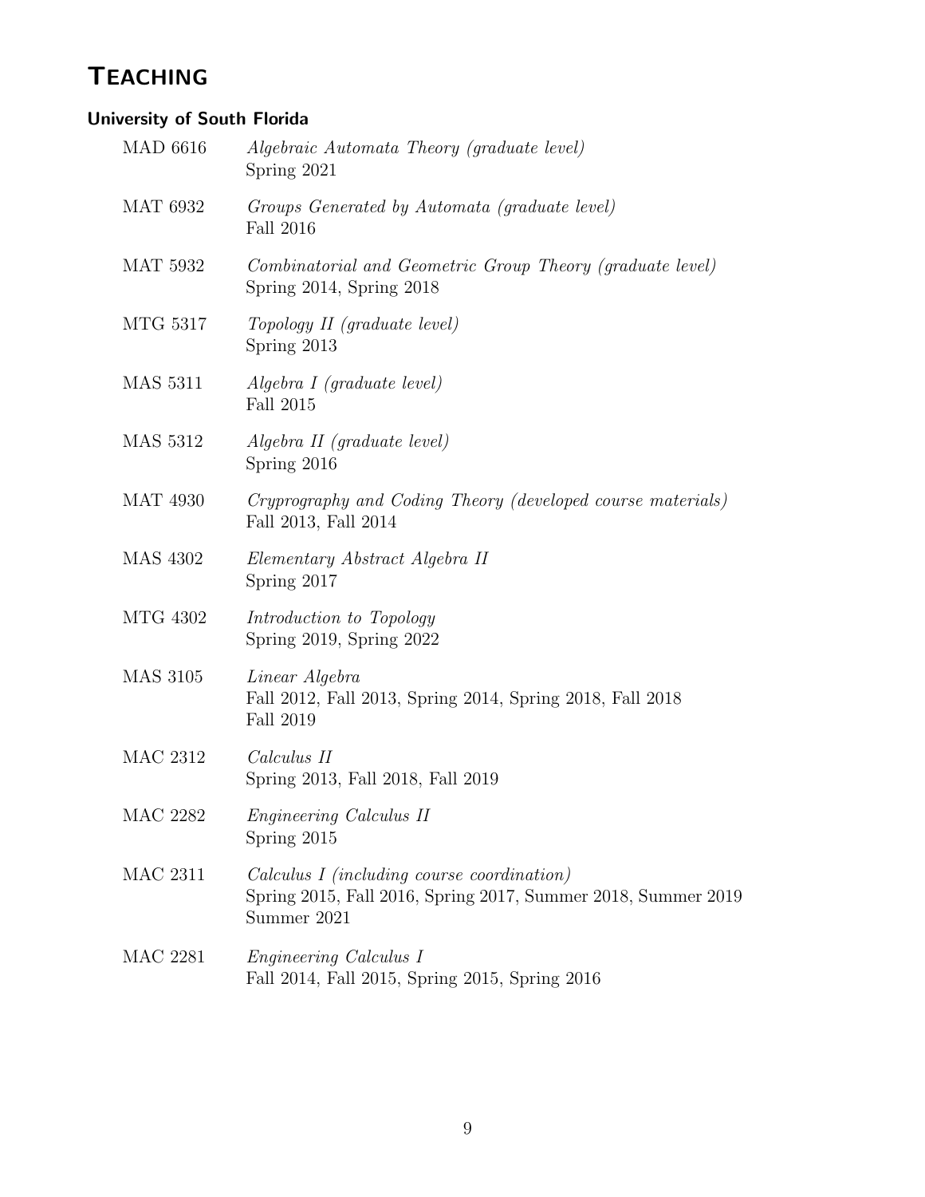# TEACHING

### University of South Florida

MAD 6616 — *Algebraic Automata Theory (graduate level)*
Spring 2021

MAT 6932 — *Groups Generated by Automata (graduate level)*
Fall 2016

MAT 5932 — *Combinatorial and Geometric Group Theory (graduate level)*
Spring 2014, Spring 2018

MTG 5317 — *Topology II (graduate level)*
Spring 2013

MAS 5311 — *Algebra I (graduate level)*
Fall 2015

MAS 5312 — *Algebra II (graduate level)*
Spring 2016

MAT 4930 — *Cryprography and Coding Theory (developed course materials)*
Fall 2013, Fall 2014

MAS 4302 — *Elementary Abstract Algebra II*
Spring 2017

MTG 4302 — *Introduction to Topology*
Spring 2019, Spring 2022

MAS 3105 — *Linear Algebra*
Fall 2012, Fall 2013, Spring 2014, Spring 2018, Fall 2018
Fall 2019

MAC 2312 — *Calculus II*
Spring 2013, Fall 2018, Fall 2019

MAC 2282 — *Engineering Calculus II*
Spring 2015

MAC 2311 — *Calculus I (including course coordination)*
Spring 2015, Fall 2016, Spring 2017, Summer 2018, Summer 2019
Summer 2021

MAC 2281 — *Engineering Calculus I*
Fall 2014, Fall 2015, Spring 2015, Spring 2016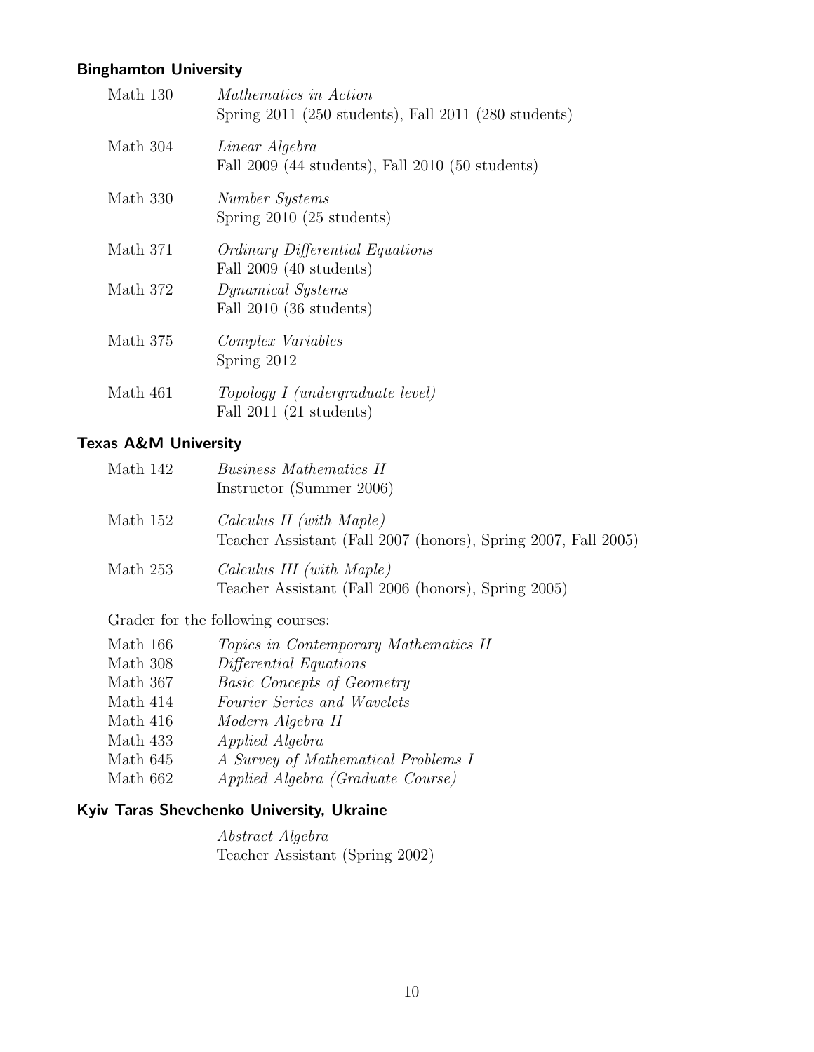### Binghamton University

- Math 130 — *Mathematics in Action*
  Spring 2011 (250 students), Fall 2011 (280 students)
- Math 304 — *Linear Algebra*
  Fall 2009 (44 students), Fall 2010 (50 students)
- Math 330 — *Number Systems*
  Spring 2010 (25 students)
- Math 371 — *Ordinary Differential Equations*
  Fall 2009 (40 students)
- Math 372 — *Dynamical Systems*
  Fall 2010 (36 students)
- Math 375 — *Complex Variables*
  Spring 2012
- Math 461 — *Topology I (undergraduate level)*
  Fall 2011 (21 students)

### Texas A&M University

- Math 142 — *Business Mathematics II*
  Instructor (Summer 2006)
- Math 152 — *Calculus II (with Maple)*
  Teacher Assistant (Fall 2007 (honors), Spring 2007, Fall 2005)
- Math 253 — *Calculus III (with Maple)*
  Teacher Assistant (Fall 2006 (honors), Spring 2005)

Grader for the following courses:

- Math 166 — *Topics in Contemporary Mathematics II*
- Math 308 — *Differential Equations*
- Math 367 — *Basic Concepts of Geometry*
- Math 414 — *Fourier Series and Wavelets*
- Math 416 — *Modern Algebra II*
- Math 433 — *Applied Algebra*
- Math 645 — *A Survey of Mathematical Problems I*
- Math 662 — *Applied Algebra (Graduate Course)*

### Kyiv Taras Shevchenko University, Ukraine

*Abstract Algebra*
Teacher Assistant (Spring 2002)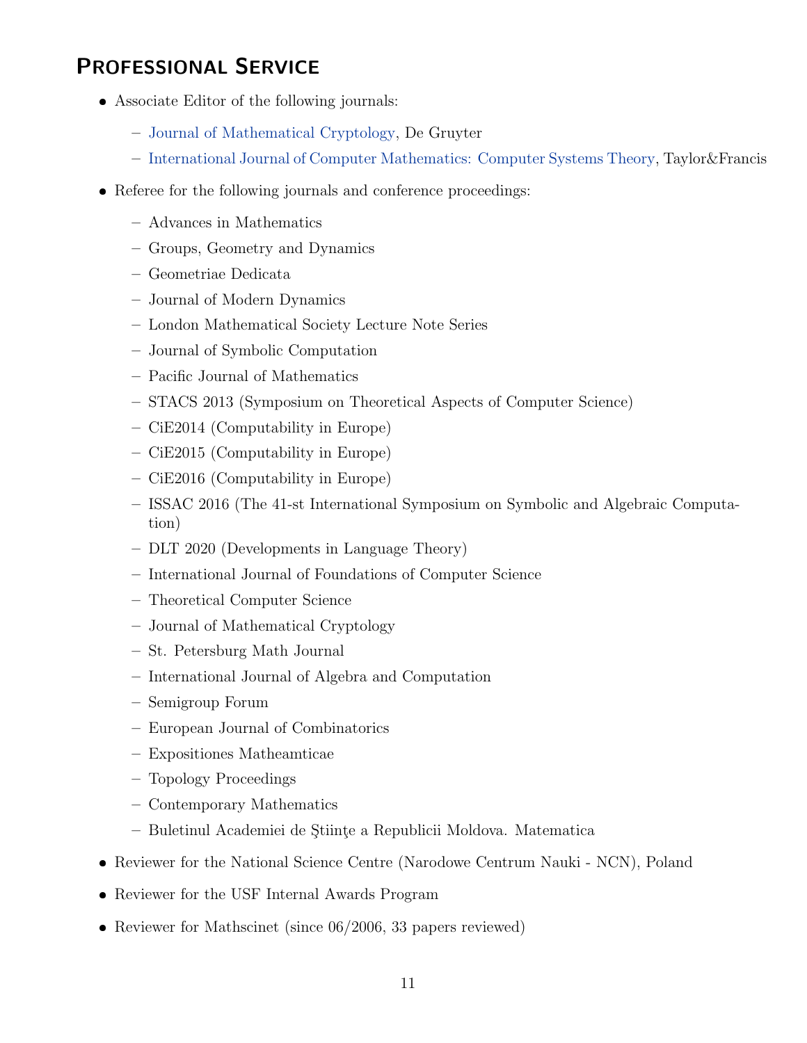## Professional Service

- Associate Editor of the following journals:
  - Journal of Mathematical Cryptology, De Gruyter
  - International Journal of Computer Mathematics: Computer Systems Theory, Taylor&Francis
- Referee for the following journals and conference proceedings:
  - Advances in Mathematics
  - Groups, Geometry and Dynamics
  - Geometriae Dedicata
  - Journal of Modern Dynamics
  - London Mathematical Society Lecture Note Series
  - Journal of Symbolic Computation
  - Pacific Journal of Mathematics
  - STACS 2013 (Symposium on Theoretical Aspects of Computer Science)
  - CiE2014 (Computability in Europe)
  - CiE2015 (Computability in Europe)
  - CiE2016 (Computability in Europe)
  - ISSAC 2016 (The 41-st International Symposium on Symbolic and Algebraic Computation)
  - DLT 2020 (Developments in Language Theory)
  - International Journal of Foundations of Computer Science
  - Theoretical Computer Science
  - Journal of Mathematical Cryptology
  - St. Petersburg Math Journal
  - International Journal of Algebra and Computation
  - Semigroup Forum
  - European Journal of Combinatorics
  - Expositiones Matheamticae
  - Topology Proceedings
  - Contemporary Mathematics
  - Buletinul Academiei de Ştiinţe a Republicii Moldova. Matematica
- Reviewer for the National Science Centre (Narodowe Centrum Nauki - NCN), Poland
- Reviewer for the USF Internal Awards Program
- Reviewer for Mathscinet (since 06/2006, 33 papers reviewed)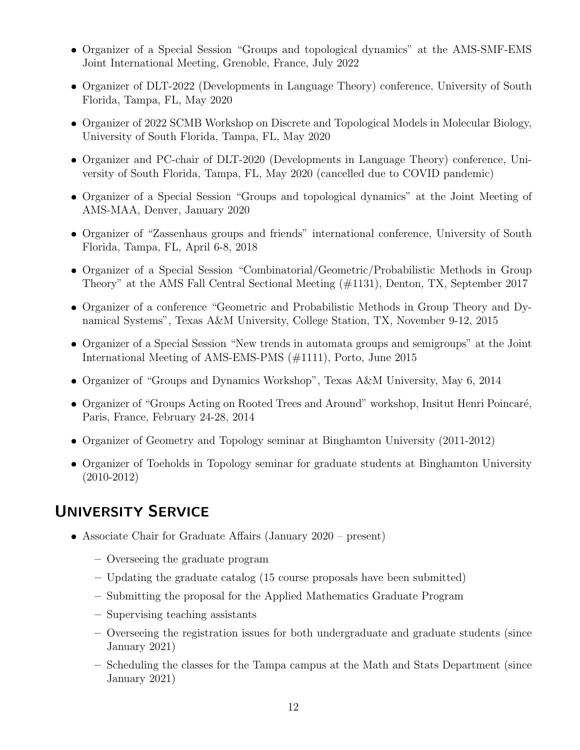- Organizer of a Special Session "Groups and topological dynamics" at the AMS-SMF-EMS Joint International Meeting, Grenoble, France, July 2022
- Organizer of DLT-2022 (Developments in Language Theory) conference, University of South Florida, Tampa, FL, May 2020
- Organizer of 2022 SCMB Workshop on Discrete and Topological Models in Molecular Biology, University of South Florida, Tampa, FL, May 2020
- Organizer and PC-chair of DLT-2020 (Developments in Language Theory) conference, University of South Florida, Tampa, FL, May 2020 (cancelled due to COVID pandemic)
- Organizer of a Special Session "Groups and topological dynamics" at the Joint Meeting of AMS-MAA, Denver, January 2020
- Organizer of "Zassenhaus groups and friends" international conference, University of South Florida, Tampa, FL, April 6-8, 2018
- Organizer of a Special Session "Combinatorial/Geometric/Probabilistic Methods in Group Theory" at the AMS Fall Central Sectional Meeting (#1131), Denton, TX, September 2017
- Organizer of a conference "Geometric and Probabilistic Methods in Group Theory and Dynamical Systems", Texas A&M University, College Station, TX, November 9-12, 2015
- Organizer of a Special Session "New trends in automata groups and semigroups" at the Joint International Meeting of AMS-EMS-PMS (#1111), Porto, June 2015
- Organizer of "Groups and Dynamics Workshop", Texas A&M University, May 6, 2014
- Organizer of "Groups Acting on Rooted Trees and Around" workshop, Insitut Henri Poincaré, Paris, France, February 24-28, 2014
- Organizer of Geometry and Topology seminar at Binghamton University (2011-2012)
- Organizer of Toeholds in Topology seminar for graduate students at Binghamton University (2010-2012)

## University Service

- Associate Chair for Graduate Affairs (January 2020 – present)
  - Overseeing the graduate program
  - Updating the graduate catalog (15 course proposals have been submitted)
  - Submitting the proposal for the Applied Mathematics Graduate Program
  - Supervising teaching assistants
  - Overseeing the registration issues for both undergraduate and graduate students (since January 2021)
  - Scheduling the classes for the Tampa campus at the Math and Stats Department (since January 2021)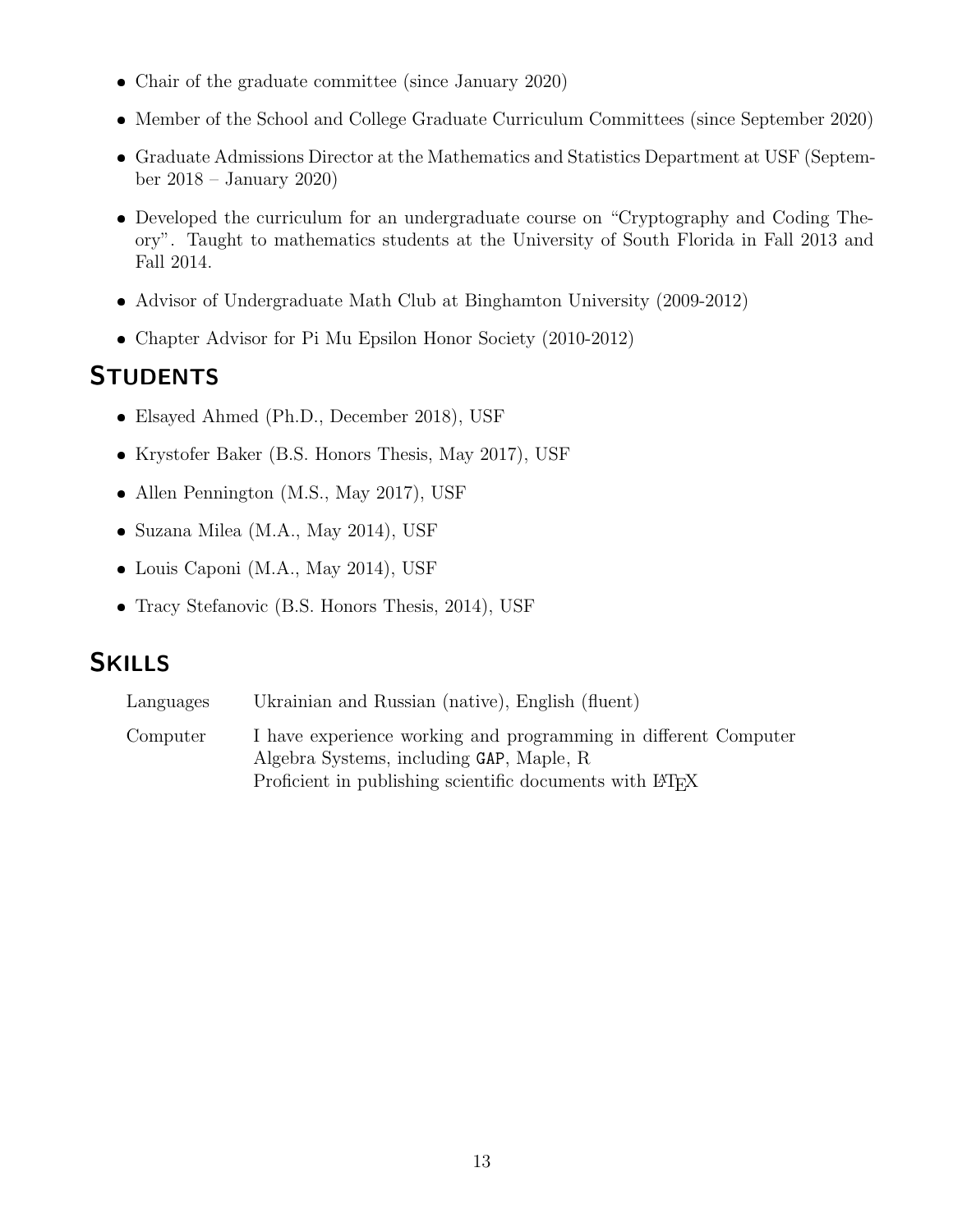- Chair of the graduate committee (since January 2020)
- Member of the School and College Graduate Curriculum Committees (since September 2020)
- Graduate Admissions Director at the Mathematics and Statistics Department at USF (September 2018 – January 2020)
- Developed the curriculum for an undergraduate course on "Cryptography and Coding Theory". Taught to mathematics students at the University of South Florida in Fall 2013 and Fall 2014.
- Advisor of Undergraduate Math Club at Binghamton University (2009-2012)
- Chapter Advisor for Pi Mu Epsilon Honor Society (2010-2012)

## Students

- Elsayed Ahmed (Ph.D., December 2018), USF
- Krystofer Baker (B.S. Honors Thesis, May 2017), USF
- Allen Pennington (M.S., May 2017), USF
- Suzana Milea (M.A., May 2014), USF
- Louis Caponi (M.A., May 2014), USF
- Tracy Stefanovic (B.S. Honors Thesis, 2014), USF

## Skills

| | |
|---|---|
| Languages | Ukrainian and Russian (native), English (fluent) |
| Computer | I have experience working and programming in different Computer Algebra Systems, including GAP, Maple, R<br>Proficient in publishing scientific documents with LaTeX |